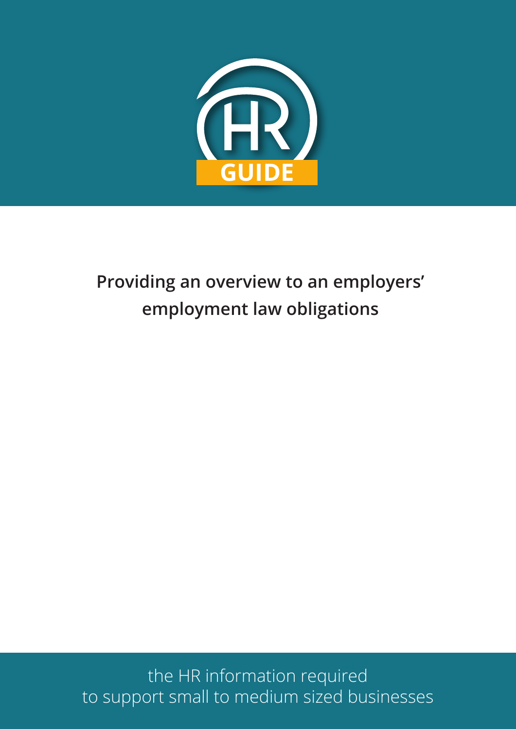HR GUIDE

# Providing an overview to an employers' employment law obligations

the HR information required
to support small to medium sized businesses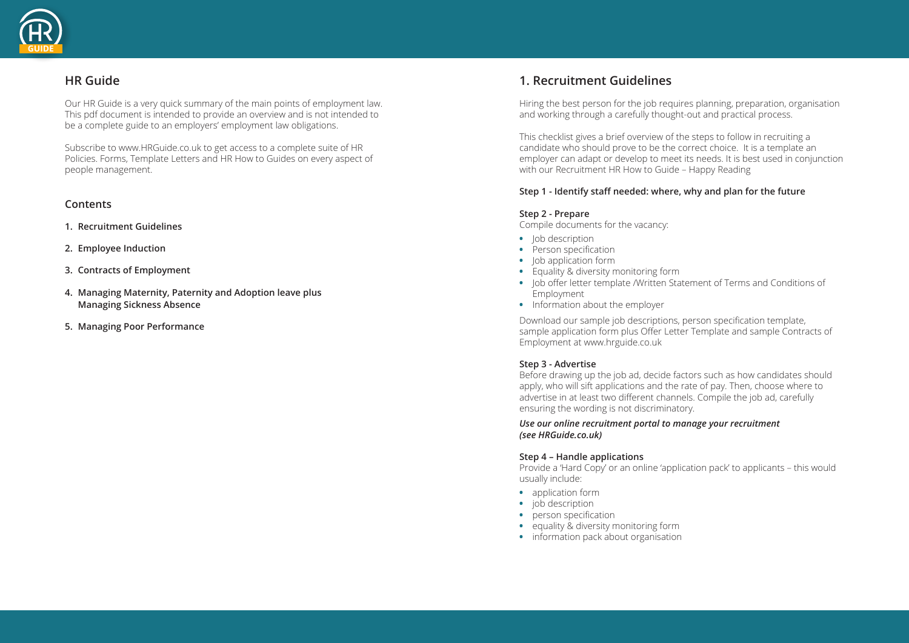## HR Guide

Our HR Guide is a very quick summary of the main points of employment law. This pdf document is intended to provide an overview and is not intended to be a complete guide to an employers' employment law obligations.

Subscribe to www.HRGuide.co.uk to get access to a complete suite of HR Policies. Forms, Template Letters and HR How to Guides on every aspect of people management.

### Contents

1. **Recruitment Guidelines**
2. **Employee Induction**
3. **Contracts of Employment**
4. **Managing Maternity, Paternity and Adoption leave plus Managing Sickness Absence**
5. **Managing Poor Performance**

## 1. Recruitment Guidelines

Hiring the best person for the job requires planning, preparation, organisation and working through a carefully thought-out and practical process.

This checklist gives a brief overview of the steps to follow in recruiting a candidate who should prove to be the correct choice. It is a template an employer can adapt or develop to meet its needs. It is best used in conjunction with our Recruitment HR How to Guide – Happy Reading

**Step 1 - Identify staff needed: where, why and plan for the future**

**Step 2 - Prepare**
Compile documents for the vacancy:

- Job description
- Person specification
- Job application form
- Equality & diversity monitoring form
- Job offer letter template /Written Statement of Terms and Conditions of Employment
- Information about the employer

Download our sample job descriptions, person specification template, sample application form plus Offer Letter Template and sample Contracts of Employment at www.hrguide.co.uk

**Step 3 - Advertise**
Before drawing up the job ad, decide factors such as how candidates should apply, who will sift applications and the rate of pay. Then, choose where to advertise in at least two different channels. Compile the job ad, carefully ensuring the wording is not discriminatory.

***Use our online recruitment portal to manage your recruitment (see HRGuide.co.uk)***

**Step 4 – Handle applications**
Provide a 'Hard Copy' or an online 'application pack' to applicants – this would usually include:

- application form
- job description
- person specification
- equality & diversity monitoring form
- information pack about organisation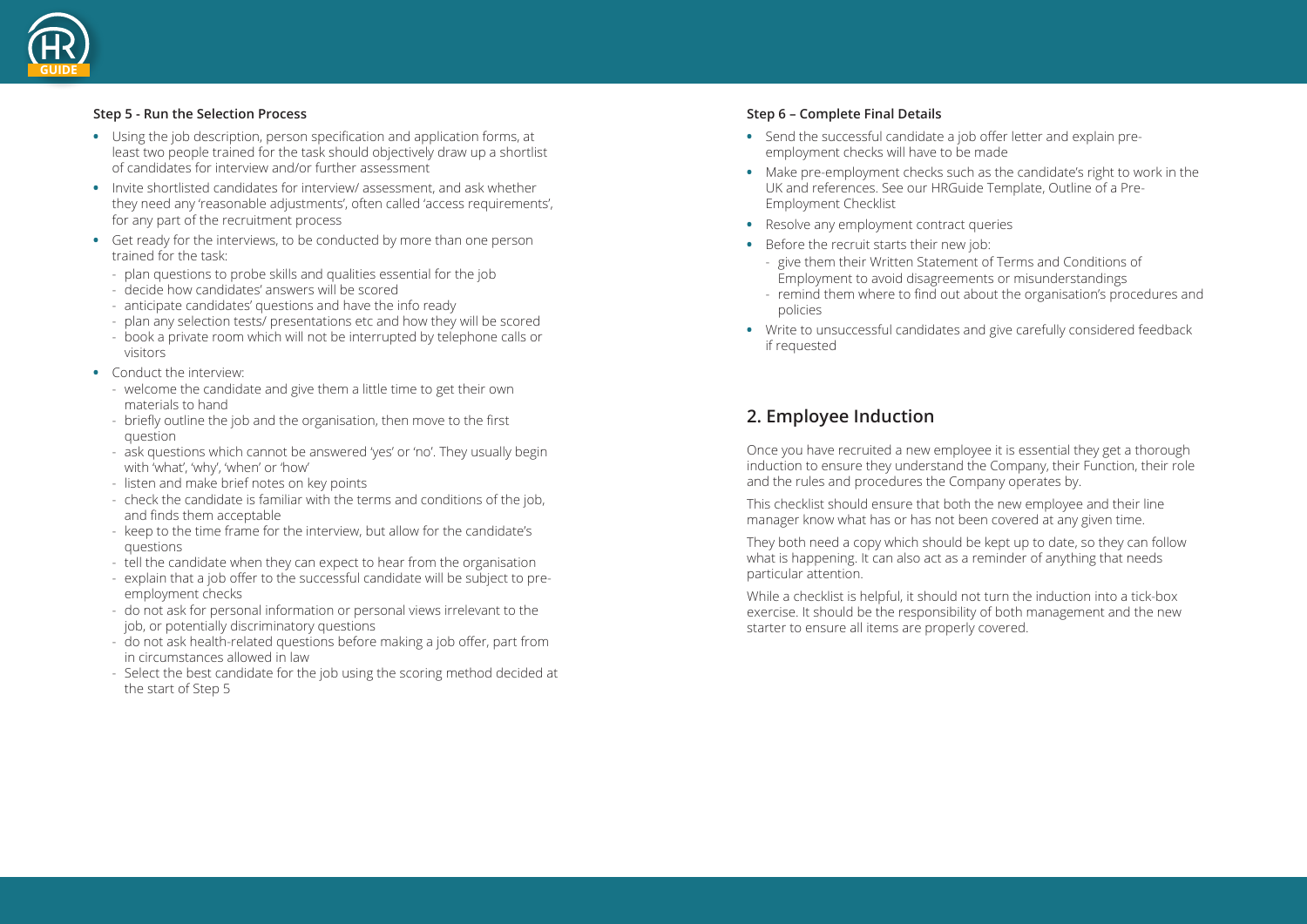### Step 5 - Run the Selection Process

- Using the job description, person specification and application forms, at least two people trained for the task should objectively draw up a shortlist of candidates for interview and/or further assessment
- Invite shortlisted candidates for interview/ assessment, and ask whether they need any 'reasonable adjustments', often called 'access requirements', for any part of the recruitment process
- Get ready for the interviews, to be conducted by more than one person trained for the task:
  - plan questions to probe skills and qualities essential for the job
  - decide how candidates' answers will be scored
  - anticipate candidates' questions and have the info ready
  - plan any selection tests/ presentations etc and how they will be scored
  - book a private room which will not be interrupted by telephone calls or visitors
- Conduct the interview:
  - welcome the candidate and give them a little time to get their own materials to hand
  - briefly outline the job and the organisation, then move to the first question
  - ask questions which cannot be answered 'yes' or 'no'. They usually begin with 'what', 'why', 'when' or 'how'
  - listen and make brief notes on key points
  - check the candidate is familiar with the terms and conditions of the job, and finds them acceptable
  - keep to the time frame for the interview, but allow for the candidate's questions
  - tell the candidate when they can expect to hear from the organisation
  - explain that a job offer to the successful candidate will be subject to pre-employment checks
  - do not ask for personal information or personal views irrelevant to the job, or potentially discriminatory questions
  - do not ask health-related questions before making a job offer, part from in circumstances allowed in law
  - Select the best candidate for the job using the scoring method decided at the start of Step 5

### Step 6 – Complete Final Details

- Send the successful candidate a job offer letter and explain pre-employment checks will have to be made
- Make pre-employment checks such as the candidate's right to work in the UK and references. See our HRGuide Template, Outline of a Pre-Employment Checklist
- Resolve any employment contract queries
- Before the recruit starts their new job:
  - give them their Written Statement of Terms and Conditions of Employment to avoid disagreements or misunderstandings
  - remind them where to find out about the organisation's procedures and policies
- Write to unsuccessful candidates and give carefully considered feedback if requested

## 2. Employee Induction

Once you have recruited a new employee it is essential they get a thorough induction to ensure they understand the Company, their Function, their role and the rules and procedures the Company operates by.

This checklist should ensure that both the new employee and their line manager know what has or has not been covered at any given time.

They both need a copy which should be kept up to date, so they can follow what is happening. It can also act as a reminder of anything that needs particular attention.

While a checklist is helpful, it should not turn the induction into a tick-box exercise. It should be the responsibility of both management and the new starter to ensure all items are properly covered.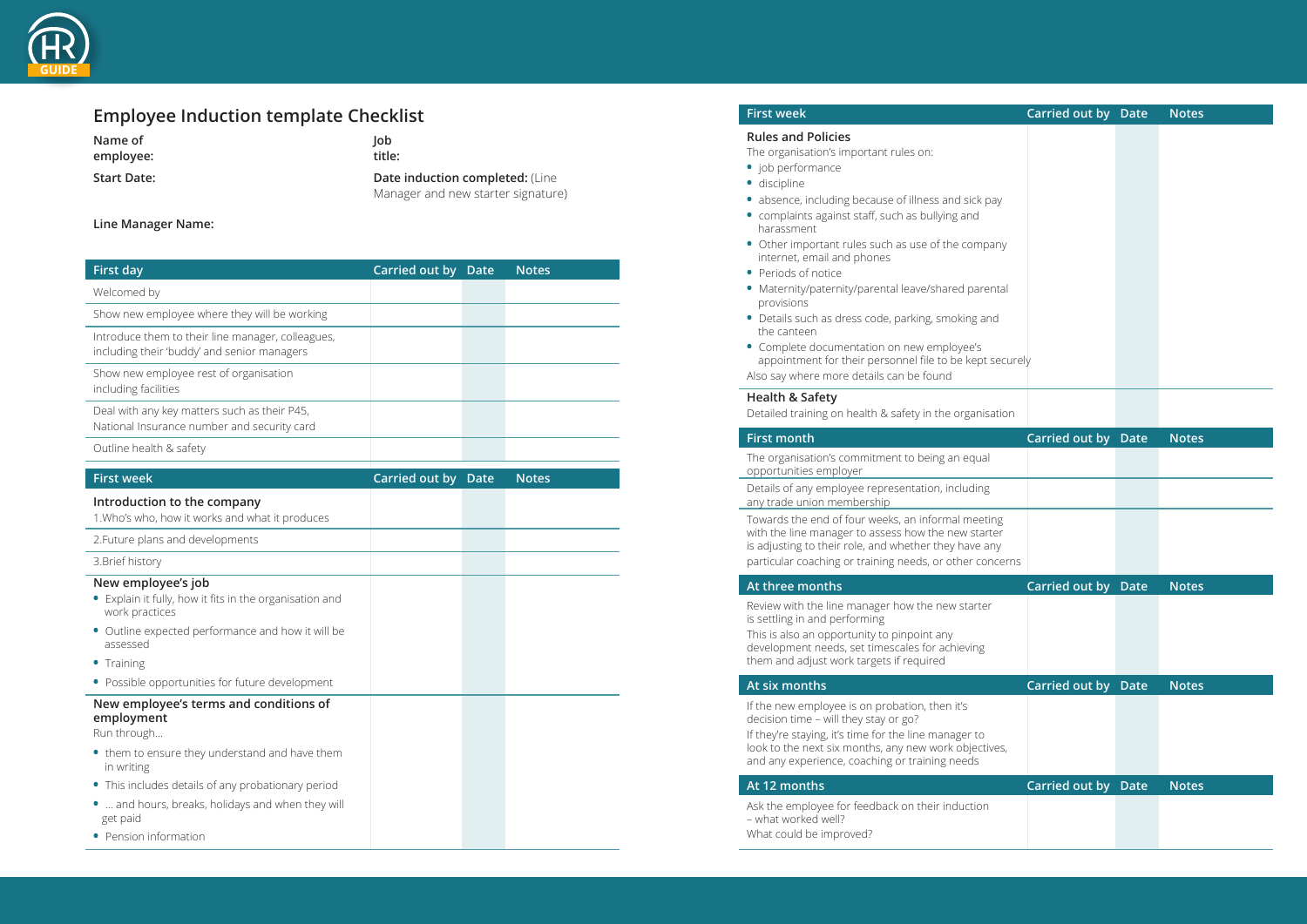# Employee Induction template Checklist

**Name of employee:**

**Job title:**

**Start Date:**

**Date induction completed:** (Line Manager and new starter signature)

**Line Manager Name:**

| First day | Carried out by | Date | Notes |
|---|---|---|---|
| Welcomed by | | | |
| Show new employee where they will be working | | | |
| Introduce them to their line manager, colleagues, including their 'buddy' and senior managers | | | |
| Show new employee rest of organisation including facilities | | | |
| Deal with any key matters such as their P45, National Insurance number and security card | | | |
| Outline health & safety | | | |

| First week | Carried out by | Date | Notes |
|---|---|---|---|
| **Introduction to the company**<br>1.Who's who, how it works and what it produces | | | |
| 2.Future plans and developments | | | |
| 3.Brief history | | | |
| **New employee's job**<br>• Explain it fully, how it fits in the organisation and work practices<br>• Outline expected performance and how it will be assessed<br>• Training<br>• Possible opportunities for future development | | | |
| **New employee's terms and conditions of employment**<br>Run through...<br>• them to ensure they understand and have them in writing<br>• This includes details of any probationary period<br>• ... and hours, breaks, holidays and when they will get paid<br>• Pension information | | | |

| First week | Carried out by | Date | Notes |
|---|---|---|---|
| **Rules and Policies**<br>The organisation's important rules on:<br>• job performance<br>• discipline<br>• absence, including because of illness and sick pay<br>• complaints against staff, such as bullying and harassment<br>• Other important rules such as use of the company internet, email and phones<br>• Periods of notice<br>• Maternity/paternity/parental leave/shared parental provisions<br>• Details such as dress code, parking, smoking and the canteen<br>• Complete documentation on new employee's appointment for their personnel file to be kept securely<br>Also say where more details can be found | | | |
| **Health & Safety**<br>Detailed training on health & safety in the organisation | | | |

| First month | Carried out by | Date | Notes |
|---|---|---|---|
| The organisation's commitment to being an equal opportunities employer | | | |
| Details of any employee representation, including any trade union membership | | | |
| Towards the end of four weeks, an informal meeting with the line manager to assess how the new starter is adjusting to their role, and whether they have any particular coaching or training needs, or other concerns | | | |

| At three months | Carried out by | Date | Notes |
|---|---|---|---|
| Review with the line manager how the new starter is settling in and performing<br>This is also an opportunity to pinpoint any development needs, set timescales for achieving them and adjust work targets if required | | | |

| At six months | Carried out by | Date | Notes |
|---|---|---|---|
| If the new employee is on probation, then it's decision time – will they stay or go?<br>If they're staying, it's time for the line manager to look to the next six months, any new work objectives, and any experience, coaching or training needs | | | |

| At 12 months | Carried out by | Date | Notes |
|---|---|---|---|
| Ask the employee for feedback on their induction – what worked well?<br>What could be improved? | | | |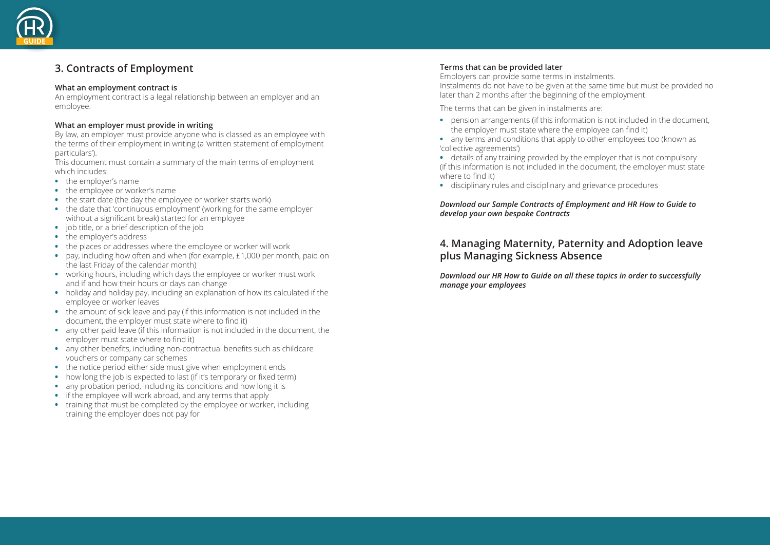## 3. Contracts of Employment

### What an employment contract is

An employment contract is a legal relationship between an employer and an employee.

### What an employer must provide in writing

By law, an employer must provide anyone who is classed as an employee with the terms of their employment in writing (a 'written statement of employment particulars').

This document must contain a summary of the main terms of employment which includes:

- the employer's name
- the employee or worker's name
- the start date (the day the employee or worker starts work)
- the date that 'continuous employment' (working for the same employer without a significant break) started for an employee
- job title, or a brief description of the job
- the employer's address
- the places or addresses where the employee or worker will work
- pay, including how often and when (for example, £1,000 per month, paid on the last Friday of the calendar month)
- working hours, including which days the employee or worker must work and if and how their hours or days can change
- holiday and holiday pay, including an explanation of how its calculated if the employee or worker leaves
- the amount of sick leave and pay (if this information is not included in the document, the employer must state where to find it)
- any other paid leave (if this information is not included in the document, the employer must state where to find it)
- any other benefits, including non-contractual benefits such as childcare vouchers or company car schemes
- the notice period either side must give when employment ends
- how long the job is expected to last (if it's temporary or fixed term)
- any probation period, including its conditions and how long it is
- if the employee will work abroad, and any terms that apply
- training that must be completed by the employee or worker, including training the employer does not pay for

### Terms that can be provided later

Employers can provide some terms in instalments.

Instalments do not have to be given at the same time but must be provided no later than 2 months after the beginning of the employment.

The terms that can be given in instalments are:

- pension arrangements (if this information is not included in the document, the employer must state where the employee can find it)
- any terms and conditions that apply to other employees too (known as 'collective agreements')
- details of any training provided by the employer that is not compulsory (if this information is not included in the document, the employer must state where to find it)
- disciplinary rules and disciplinary and grievance procedures

***Download our Sample Contracts of Employment and HR How to Guide to develop your own bespoke Contracts***

## 4. Managing Maternity, Paternity and Adoption leave plus Managing Sickness Absence

***Download our HR How to Guide on all these topics in order to successfully manage your employees***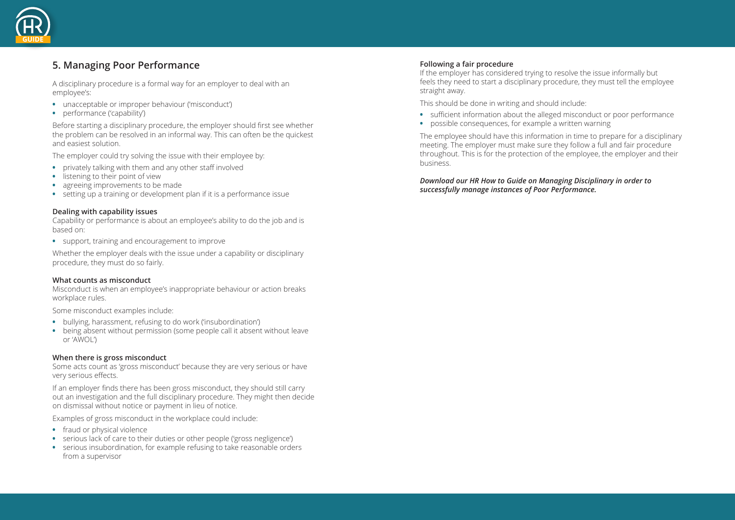## 5. Managing Poor Performance

A disciplinary procedure is a formal way for an employer to deal with an employee's:

- unacceptable or improper behaviour ('misconduct')
- performance ('capability')

Before starting a disciplinary procedure, the employer should first see whether the problem can be resolved in an informal way. This can often be the quickest and easiest solution.

The employer could try solving the issue with their employee by:

- privately talking with them and any other staff involved
- listening to their point of view
- agreeing improvements to be made
- setting up a training or development plan if it is a performance issue

**Dealing with capability issues**

Capability or performance is about an employee's ability to do the job and is based on:

- support, training and encouragement to improve

Whether the employer deals with the issue under a capability or disciplinary procedure, they must do so fairly.

**What counts as misconduct**

Misconduct is when an employee's inappropriate behaviour or action breaks workplace rules.

Some misconduct examples include:

- bullying, harassment, refusing to do work ('insubordination')
- being absent without permission (some people call it absent without leave or 'AWOL')

**When there is gross misconduct**

Some acts count as 'gross misconduct' because they are very serious or have very serious effects.

If an employer finds there has been gross misconduct, they should still carry out an investigation and the full disciplinary procedure. They might then decide on dismissal without notice or payment in lieu of notice.

Examples of gross misconduct in the workplace could include:

- fraud or physical violence
- serious lack of care to their duties or other people ('gross negligence')
- serious insubordination, for example refusing to take reasonable orders from a supervisor

**Following a fair procedure**

If the employer has considered trying to resolve the issue informally but feels they need to start a disciplinary procedure, they must tell the employee straight away.

This should be done in writing and should include:

- sufficient information about the alleged misconduct or poor performance
- possible consequences, for example a written warning

The employee should have this information in time to prepare for a disciplinary meeting. The employer must make sure they follow a full and fair procedure throughout. This is for the protection of the employee, the employer and their business.

***Download our HR How to Guide on Managing Disciplinary in order to successfully manage instances of Poor Performance.***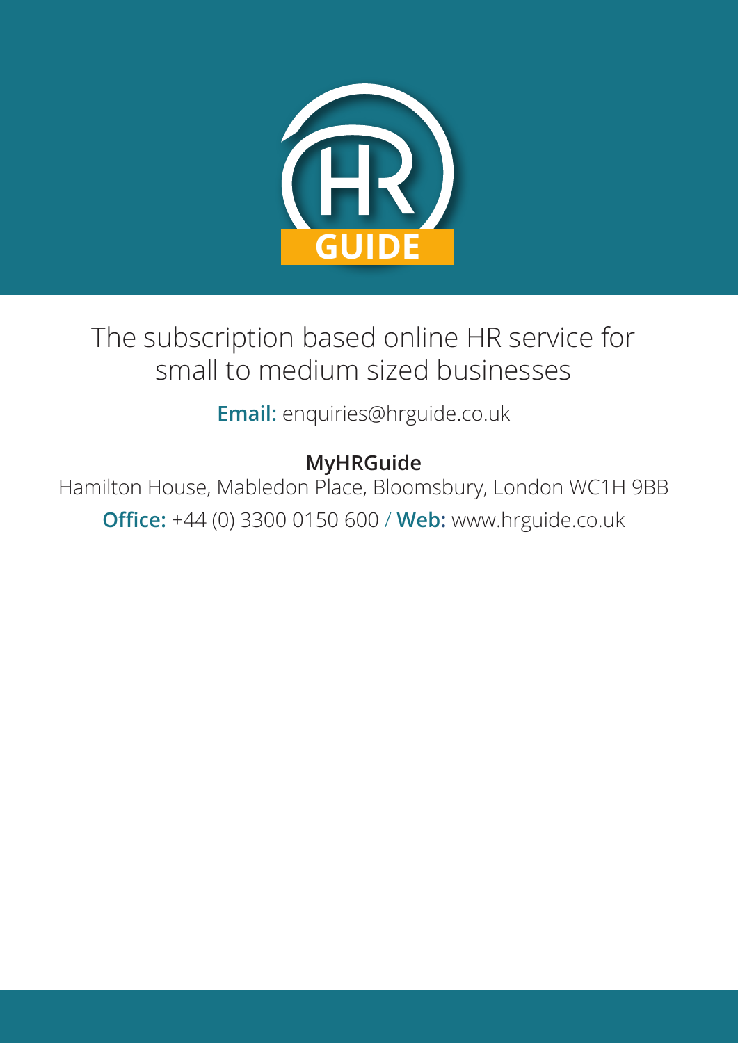HR GUIDE

The subscription based online HR service for small to medium sized businesses

**Email:** enquiries@hrguide.co.uk

**MyHRGuide**

Hamilton House, Mabledon Place, Bloomsbury, London WC1H 9BB

**Office:** +44 (0) 3300 0150 600 / **Web:** www.hrguide.co.uk